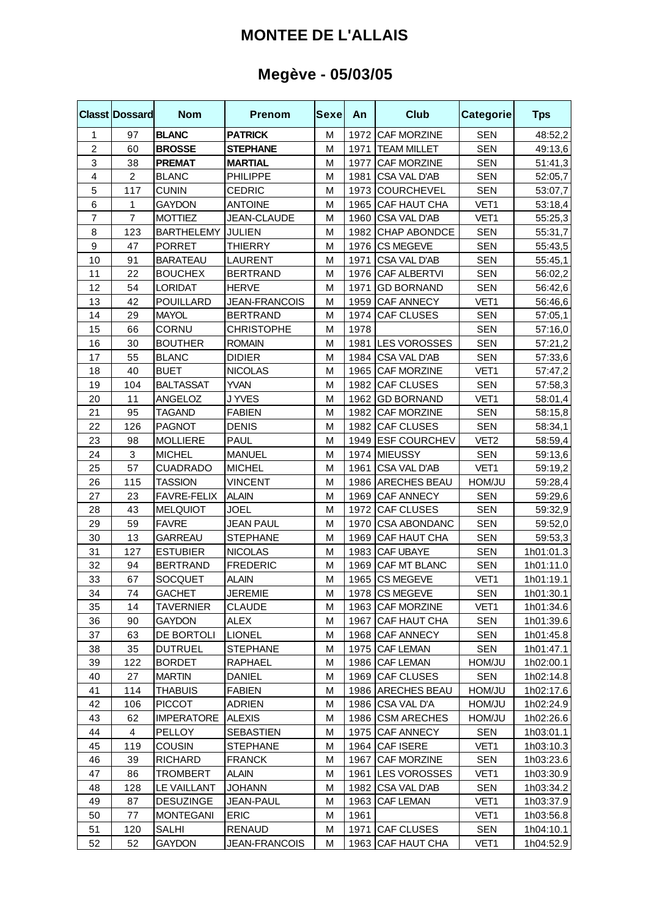# MONTEE DE L'ALLAIS

## Megève - 05/03/05

| Classt | Dossard | Nom | Prenom | Sexe | An | Club | Categorie | Tps |
|---|---|---|---|---|---|---|---|---|
| 1 | 97 | **BLANC** | **PATRICK** | M | 1972 | CAF MORZINE | SEN | 48:52,2 |
| 2 | 60 | **BROSSE** | **STEPHANE** | M | 1971 | TEAM MILLET | SEN | 49:13,6 |
| 3 | 38 | **PREMAT** | **MARTIAL** | M | 1977 | CAF MORZINE | SEN | 51:41,3 |
| 4 | 2 | BLANC | PHILIPPE | M | 1981 | CSA VAL D'AB | SEN | 52:05,7 |
| 5 | 117 | CUNIN | CEDRIC | M | 1973 | COURCHEVEL | SEN | 53:07,7 |
| 6 | 1 | GAYDON | ANTOINE | M | 1965 | CAF HAUT CHA | VET1 | 53:18,4 |
| 7 | 7 | MOTTIEZ | JEAN-CLAUDE | M | 1960 | CSA VAL D'AB | VET1 | 55:25,3 |
| 8 | 123 | BARTHELEMY | JULIEN | M | 1982 | CHAP ABONDCE | SEN | 55:31,7 |
| 9 | 47 | PORRET | THIERRY | M | 1976 | CS MEGEVE | SEN | 55:43,5 |
| 10 | 91 | BARATEAU | LAURENT | M | 1971 | CSA VAL D'AB | SEN | 55:45,1 |
| 11 | 22 | BOUCHEX | BERTRAND | M | 1976 | CAF ALBERTVI | SEN | 56:02,2 |
| 12 | 54 | LORIDAT | HERVE | M | 1971 | GD BORNAND | SEN | 56:42,6 |
| 13 | 42 | POUILLARD | JEAN-FRANCOIS | M | 1959 | CAF ANNECY | VET1 | 56:46,6 |
| 14 | 29 | MAYOL | BERTRAND | M | 1974 | CAF CLUSES | SEN | 57:05,1 |
| 15 | 66 | CORNU | CHRISTOPHE | M | 1978 | | SEN | 57:16,0 |
| 16 | 30 | BOUTHER | ROMAIN | M | 1981 | LES VOROSSES | SEN | 57:21,2 |
| 17 | 55 | BLANC | DIDIER | M | 1984 | CSA VAL D'AB | SEN | 57:33,6 |
| 18 | 40 | BUET | NICOLAS | M | 1965 | CAF MORZINE | VET1 | 57:47,2 |
| 19 | 104 | BALTASSAT | YVAN | M | 1982 | CAF CLUSES | SEN | 57:58,3 |
| 20 | 11 | ANGELOZ | J YVES | M | 1962 | GD BORNAND | VET1 | 58:01,4 |
| 21 | 95 | TAGAND | FABIEN | M | 1982 | CAF MORZINE | SEN | 58:15,8 |
| 22 | 126 | PAGNOT | DENIS | M | 1982 | CAF CLUSES | SEN | 58:34,1 |
| 23 | 98 | MOLLIERE | PAUL | M | 1949 | ESF COURCHEV | VET2 | 58:59,4 |
| 24 | 3 | MICHEL | MANUEL | M | 1974 | MIEUSSY | SEN | 59:13,6 |
| 25 | 57 | CUADRADO | MICHEL | M | 1961 | CSA VAL D'AB | VET1 | 59:19,2 |
| 26 | 115 | TASSION | VINCENT | M | 1986 | ARECHES BEAU | HOM/JU | 59:28,4 |
| 27 | 23 | FAVRE-FELIX | ALAIN | M | 1969 | CAF ANNECY | SEN | 59:29,6 |
| 28 | 43 | MELQUIOT | JOEL | M | 1972 | CAF CLUSES | SEN | 59:32,9 |
| 29 | 59 | FAVRE | JEAN PAUL | M | 1970 | CSA ABONDANC | SEN | 59:52,0 |
| 30 | 13 | GARREAU | STEPHANE | M | 1969 | CAF HAUT CHA | SEN | 59:53,3 |
| 31 | 127 | ESTUBIER | NICOLAS | M | 1983 | CAF UBAYE | SEN | 1h01:01.3 |
| 32 | 94 | BERTRAND | FREDERIC | M | 1969 | CAF MT BLANC | SEN | 1h01:11.0 |
| 33 | 67 | SOCQUET | ALAIN | M | 1965 | CS MEGEVE | VET1 | 1h01:19.1 |
| 34 | 74 | GACHET | JEREMIE | M | 1978 | CS MEGEVE | SEN | 1h01:30.1 |
| 35 | 14 | TAVERNIER | CLAUDE | M | 1963 | CAF MORZINE | VET1 | 1h01:34.6 |
| 36 | 90 | GAYDON | ALEX | M | 1967 | CAF HAUT CHA | SEN | 1h01:39.6 |
| 37 | 63 | DE BORTOLI | LIONEL | M | 1968 | CAF ANNECY | SEN | 1h01:45.8 |
| 38 | 35 | DUTRUEL | STEPHANE | M | 1975 | CAF LEMAN | SEN | 1h01:47.1 |
| 39 | 122 | BORDET | RAPHAEL | M | 1986 | CAF LEMAN | HOM/JU | 1h02:00.1 |
| 40 | 27 | MARTIN | DANIEL | M | 1969 | CAF CLUSES | SEN | 1h02:14.8 |
| 41 | 114 | THABUIS | FABIEN | M | 1986 | ARECHES BEAU | HOM/JU | 1h02:17.6 |
| 42 | 106 | PICCOT | ADRIEN | M | 1986 | CSA VAL D'A | HOM/JU | 1h02:24.9 |
| 43 | 62 | IMPERATORE | ALEXIS | M | 1986 | CSM ARECHES | HOM/JU | 1h02:26.6 |
| 44 | 4 | PELLOY | SEBASTIEN | M | 1975 | CAF ANNECY | SEN | 1h03:01.1 |
| 45 | 119 | COUSIN | STEPHANE | M | 1964 | CAF ISERE | VET1 | 1h03:10.3 |
| 46 | 39 | RICHARD | FRANCK | M | 1967 | CAF MORZINE | SEN | 1h03:23.6 |
| 47 | 86 | TROMBERT | ALAIN | M | 1961 | LES VOROSSES | VET1 | 1h03:30.9 |
| 48 | 128 | LE VAILLANT | JOHANN | M | 1982 | CSA VAL D'AB | SEN | 1h03:34.2 |
| 49 | 87 | DESUZINGE | JEAN-PAUL | M | 1963 | CAF LEMAN | VET1 | 1h03:37.9 |
| 50 | 77 | MONTEGANI | ERIC | M | 1961 | | VET1 | 1h03:56.8 |
| 51 | 120 | SALHI | RENAUD | M | 1971 | CAF CLUSES | SEN | 1h04:10.1 |
| 52 | 52 | GAYDON | JEAN-FRANCOIS | M | 1963 | CAF HAUT CHA | VET1 | 1h04:52.9 |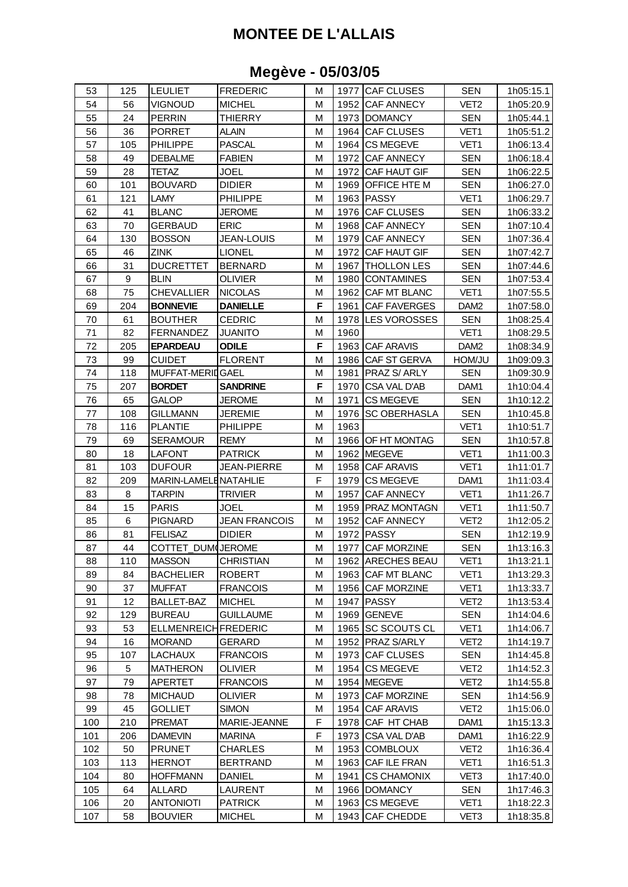# MONTEE DE L'ALLAIS

## Megève - 05/03/05

| | | | | | | | | |
|---|---|---|---|---|---|---|---|---|
| 53 | 125 | LEULIET | FREDERIC | M | 1977 | CAF CLUSES | SEN | 1h05:15.1 |
| 54 | 56 | VIGNOUD | MICHEL | M | 1952 | CAF ANNECY | VET2 | 1h05:20.9 |
| 55 | 24 | PERRIN | THIERRY | M | 1973 | DOMANCY | SEN | 1h05:44.1 |
| 56 | 36 | PORRET | ALAIN | M | 1964 | CAF CLUSES | VET1 | 1h05:51.2 |
| 57 | 105 | PHILIPPE | PASCAL | M | 1964 | CS MEGEVE | VET1 | 1h06:13.4 |
| 58 | 49 | DEBALME | FABIEN | M | 1972 | CAF ANNECY | SEN | 1h06:18.4 |
| 59 | 28 | TETAZ | JOEL | M | 1972 | CAF HAUT GIF | SEN | 1h06:22.5 |
| 60 | 101 | BOUVARD | DIDIER | M | 1969 | OFFICE HTE M | SEN | 1h06:27.0 |
| 61 | 121 | LAMY | PHILIPPE | M | 1963 | PASSY | VET1 | 1h06:29.7 |
| 62 | 41 | BLANC | JEROME | M | 1976 | CAF CLUSES | SEN | 1h06:33.2 |
| 63 | 70 | GERBAUD | ERIC | M | 1968 | CAF ANNECY | SEN | 1h07:10.4 |
| 64 | 130 | BOSSON | JEAN-LOUIS | M | 1979 | CAF ANNECY | SEN | 1h07:36.4 |
| 65 | 46 | ZINK | LIONEL | M | 1972 | CAF HAUT GIF | SEN | 1h07:42.7 |
| 66 | 31 | DUCRETTET | BERNARD | M | 1967 | THOLLON LES | SEN | 1h07:44.6 |
| 67 | 9 | BLIN | OLIVIER | M | 1980 | CONTAMINES | SEN | 1h07:53.4 |
| 68 | 75 | CHEVALLIER | NICOLAS | M | 1962 | CAF MT BLANC | VET1 | 1h07:55.5 |
| 69 | 204 | **BONNEVIE** | **DANIELLE** | **F** | 1961 | CAF FAVERGES | DAM2 | 1h07:58.0 |
| 70 | 61 | BOUTHER | CEDRIC | M | 1978 | LES VOROSSES | SEN | 1h08:25.4 |
| 71 | 82 | FERNANDEZ | JUANITO | M | 1960 | | VET1 | 1h08:29.5 |
| 72 | 205 | **EPARDEAU** | **ODILE** | **F** | 1963 | CAF ARAVIS | DAM2 | 1h08:34.9 |
| 73 | 99 | CUIDET | FLORENT | M | 1986 | CAF ST GERVA | HOM/JU | 1h09:09.3 |
| 74 | 118 | MUFFAT-MERID | GAEL | M | 1981 | PRAZ S/ ARLY | SEN | 1h09:30.9 |
| 75 | 207 | **BORDET** | **SANDRINE** | **F** | 1970 | CSA VAL D'AB | DAM1 | 1h10:04.4 |
| 76 | 65 | GALOP | JEROME | M | 1971 | CS MEGEVE | SEN | 1h10:12.2 |
| 77 | 108 | GILLMANN | JEREMIE | M | 1976 | SC OBERHASLA | SEN | 1h10:45.8 |
| 78 | 116 | PLANTIE | PHILIPPE | M | 1963 | | VET1 | 1h10:51.7 |
| 79 | 69 | SERAMOUR | REMY | M | 1966 | OF HT MONTAG | SEN | 1h10:57.8 |
| 80 | 18 | LAFONT | PATRICK | M | 1962 | MEGEVE | VET1 | 1h11:00.3 |
| 81 | 103 | DUFOUR | JEAN-PIERRE | M | 1958 | CAF ARAVIS | VET1 | 1h11:01.7 |
| 82 | 209 | MARIN-LAMELE | NATAHLIE | F | 1979 | CS MEGEVE | DAM1 | 1h11:03.4 |
| 83 | 8 | TARPIN | TRIVIER | M | 1957 | CAF ANNECY | VET1 | 1h11:26.7 |
| 84 | 15 | PARIS | JOEL | M | 1959 | PRAZ MONTAGN | VET1 | 1h11:50.7 |
| 85 | 6 | PIGNARD | JEAN FRANCOIS | M | 1952 | CAF ANNECY | VET2 | 1h12:05.2 |
| 86 | 81 | FELISAZ | DIDIER | M | 1972 | PASSY | SEN | 1h12:19.9 |
| 87 | 44 | COTTET_DUMO | JEROME | M | 1977 | CAF MORZINE | SEN | 1h13:16.3 |
| 88 | 110 | MASSON | CHRISTIAN | M | 1962 | ARECHES BEAU | VET1 | 1h13:21.1 |
| 89 | 84 | BACHELIER | ROBERT | M | 1963 | CAF MT BLANC | VET1 | 1h13:29.3 |
| 90 | 37 | MUFFAT | FRANCOIS | M | 1956 | CAF MORZINE | VET1 | 1h13:33.7 |
| 91 | 12 | BALLET-BAZ | MICHEL | M | 1947 | PASSY | VET2 | 1h13:53.4 |
| 92 | 129 | BUREAU | GUILLAUME | M | 1969 | GENEVE | SEN | 1h14:04.6 |
| 93 | 53 | ELLMENREICH | FREDERIC | M | 1965 | SC SCOUTS CL | VET1 | 1h14:06.7 |
| 94 | 16 | MORAND | GERARD | M | 1952 | PRAZ S/ARLY | VET2 | 1h14:19.7 |
| 95 | 107 | LACHAUX | FRANCOIS | M | 1973 | CAF CLUSES | SEN | 1h14:45.8 |
| 96 | 5 | MATHERON | OLIVIER | M | 1954 | CS MEGEVE | VET2 | 1h14:52.3 |
| 97 | 79 | APERTET | FRANCOIS | M | 1954 | MEGEVE | VET2 | 1h14:55.8 |
| 98 | 78 | MICHAUD | OLIVIER | M | 1973 | CAF MORZINE | SEN | 1h14:56.9 |
| 99 | 45 | GOLLIET | SIMON | M | 1954 | CAF ARAVIS | VET2 | 1h15:06.0 |
| 100 | 210 | PREMAT | MARIE-JEANNE | F | 1978 | CAF HT CHAB | DAM1 | 1h15:13.3 |
| 101 | 206 | DAMEVIN | MARINA | F | 1973 | CSA VAL D'AB | DAM1 | 1h16:22.9 |
| 102 | 50 | PRUNET | CHARLES | M | 1953 | COMBLOUX | VET2 | 1h16:36.4 |
| 103 | 113 | HERNOT | BERTRAND | M | 1963 | CAF ILE FRAN | VET1 | 1h16:51.3 |
| 104 | 80 | HOFFMANN | DANIEL | M | 1941 | CS CHAMONIX | VET3 | 1h17:40.0 |
| 105 | 64 | ALLARD | LAURENT | M | 1966 | DOMANCY | SEN | 1h17:46.3 |
| 106 | 20 | ANTONIOTI | PATRICK | M | 1963 | CS MEGEVE | VET1 | 1h18:22.3 |
| 107 | 58 | BOUVIER | MICHEL | M | 1943 | CAF CHEDDE | VET3 | 1h18:35.8 |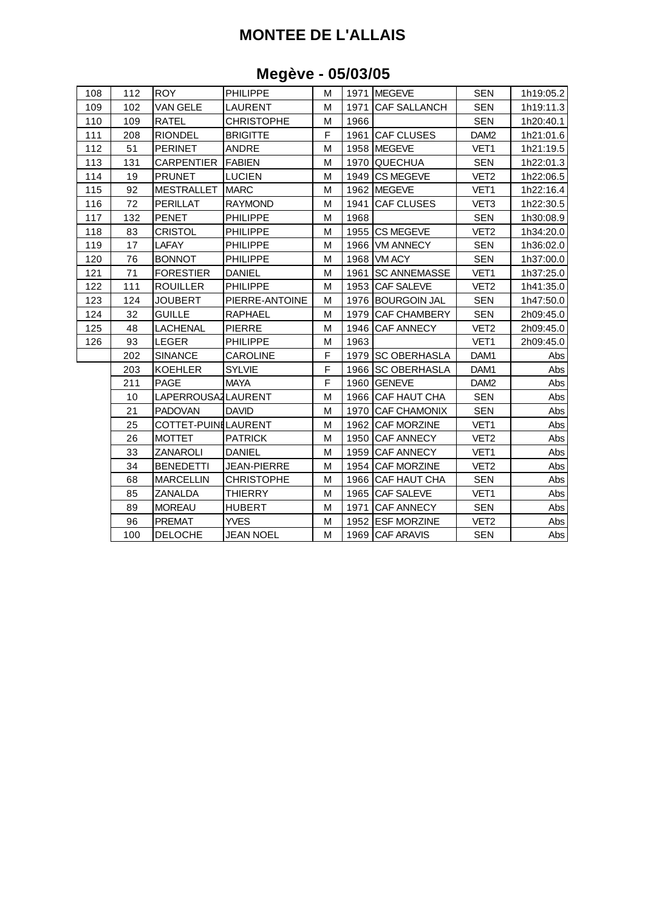# MONTEE DE L'ALLAIS

## Megève - 05/03/05

| | | | | | | | | |
|---|---|---|---|---|---|---|---|---|
| 108 | 112 | ROY | PHILIPPE | M | 1971 | MEGEVE | SEN | 1h19:05.2 |
| 109 | 102 | VAN GELE | LAURENT | M | 1971 | CAF SALLANCH | SEN | 1h19:11.3 |
| 110 | 109 | RATEL | CHRISTOPHE | M | 1966 | | SEN | 1h20:40.1 |
| 111 | 208 | RIONDEL | BRIGITTE | F | 1961 | CAF CLUSES | DAM2 | 1h21:01.6 |
| 112 | 51 | PERINET | ANDRE | M | 1958 | MEGEVE | VET1 | 1h21:19.5 |
| 113 | 131 | CARPENTIER | FABIEN | M | 1970 | QUECHUA | SEN | 1h22:01.3 |
| 114 | 19 | PRUNET | LUCIEN | M | 1949 | CS MEGEVE | VET2 | 1h22:06.5 |
| 115 | 92 | MESTRALLET | MARC | M | 1962 | MEGEVE | VET1 | 1h22:16.4 |
| 116 | 72 | PERILLAT | RAYMOND | M | 1941 | CAF CLUSES | VET3 | 1h22:30.5 |
| 117 | 132 | PENET | PHILIPPE | M | 1968 | | SEN | 1h30:08.9 |
| 118 | 83 | CRISTOL | PHILIPPE | M | 1955 | CS MEGEVE | VET2 | 1h34:20.0 |
| 119 | 17 | LAFAY | PHILIPPE | M | 1966 | VM ANNECY | SEN | 1h36:02.0 |
| 120 | 76 | BONNOT | PHILIPPE | M | 1968 | VM ACY | SEN | 1h37:00.0 |
| 121 | 71 | FORESTIER | DANIEL | M | 1961 | SC ANNEMASSE | VET1 | 1h37:25.0 |
| 122 | 111 | ROUILLER | PHILIPPE | M | 1953 | CAF SALEVE | VET2 | 1h41:35.0 |
| 123 | 124 | JOUBERT | PIERRE-ANTOINE | M | 1976 | BOURGOIN JAL | SEN | 1h47:50.0 |
| 124 | 32 | GUILLE | RAPHAEL | M | 1979 | CAF CHAMBERY | SEN | 2h09:45.0 |
| 125 | 48 | LACHENAL | PIERRE | M | 1946 | CAF ANNECY | VET2 | 2h09:45.0 |
| 126 | 93 | LEGER | PHILIPPE | M | 1963 | | VET1 | 2h09:45.0 |
| | 202 | SINANCE | CAROLINE | F | 1979 | SC OBERHASLA | DAM1 | Abs |
| | 203 | KOEHLER | SYLVIE | F | 1966 | SC OBERHASLA | DAM1 | Abs |
| | 211 | PAGE | MAYA | F | 1960 | GENEVE | DAM2 | Abs |
| | 10 | LAPERROUSAZ | LAURENT | M | 1966 | CAF HAUT CHA | SEN | Abs |
| | 21 | PADOVAN | DAVID | M | 1970 | CAF CHAMONIX | SEN | Abs |
| | 25 | COTTET-PUINE | LAURENT | M | 1962 | CAF MORZINE | VET1 | Abs |
| | 26 | MOTTET | PATRICK | M | 1950 | CAF ANNECY | VET2 | Abs |
| | 33 | ZANAROLI | DANIEL | M | 1959 | CAF ANNECY | VET1 | Abs |
| | 34 | BENEDETTI | JEAN-PIERRE | M | 1954 | CAF MORZINE | VET2 | Abs |
| | 68 | MARCELLIN | CHRISTOPHE | M | 1966 | CAF HAUT CHA | SEN | Abs |
| | 85 | ZANALDA | THIERRY | M | 1965 | CAF SALEVE | VET1 | Abs |
| | 89 | MOREAU | HUBERT | M | 1971 | CAF ANNECY | SEN | Abs |
| | 96 | PREMAT | YVES | M | 1952 | ESF MORZINE | VET2 | Abs |
| | 100 | DELOCHE | JEAN NOEL | M | 1969 | CAF ARAVIS | SEN | Abs |